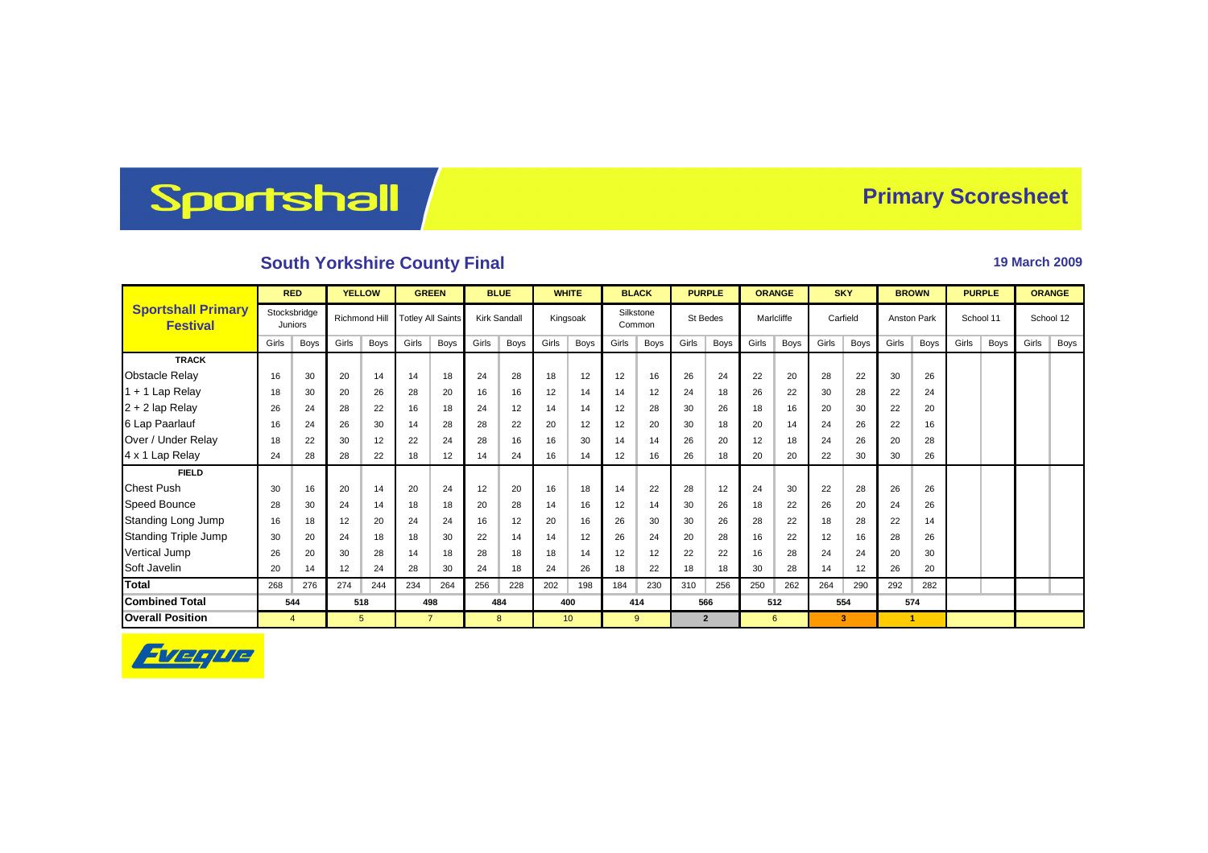# Sportshall

## Primary Scoresheet

### South Yorkshire County Final

**19 March 2009**

| Sportshall Primary Festival | RED | | YELLOW | | GREEN | | BLUE | | WHITE | | BLACK | | PURPLE | | ORANGE | | SKY | | BROWN | | PURPLE | | ORANGE | |
|---|---|---|---|---|---|---|---|---|---|---|---|---|---|---|---|---|---|---|---|---|---|---|---|---|
| | Stocksbridge Juniors | | Richmond Hill | | Totley All Saints | | Kirk Sandall | | Kingsoak | | Silkstone Common | | St Bedes | | Marlcliffe | | Carfield | | Anston Park | | School 11 | | School 12 | |
| | Girls | Boys | Girls | Boys | Girls | Boys | Girls | Boys | Girls | Boys | Girls | Boys | Girls | Boys | Girls | Boys | Girls | Boys | Girls | Boys | Girls | Boys | Girls | Boys |
| **TRACK** | | | | | | | | | | | | | | | | | | | | | | | | |
| Obstacle Relay | 16 | 30 | 20 | 14 | 14 | 18 | 24 | 28 | 18 | 12 | 12 | 16 | 26 | 24 | 22 | 20 | 28 | 22 | 30 | 26 | | | | |
| 1 + 1 Lap Relay | 18 | 30 | 20 | 26 | 28 | 20 | 16 | 16 | 12 | 14 | 14 | 12 | 24 | 18 | 26 | 22 | 30 | 28 | 22 | 24 | | | | |
| 2 + 2 lap Relay | 26 | 24 | 28 | 22 | 16 | 18 | 24 | 12 | 14 | 14 | 12 | 28 | 30 | 26 | 18 | 16 | 20 | 30 | 22 | 20 | | | | |
| 6 Lap Paarlauf | 16 | 24 | 26 | 30 | 14 | 28 | 28 | 22 | 20 | 12 | 12 | 20 | 30 | 18 | 20 | 14 | 24 | 26 | 22 | 16 | | | | |
| Over / Under Relay | 18 | 22 | 30 | 12 | 22 | 24 | 28 | 16 | 16 | 30 | 14 | 14 | 26 | 20 | 12 | 18 | 24 | 26 | 20 | 28 | | | | |
| 4 x 1 Lap Relay | 24 | 28 | 28 | 22 | 18 | 12 | 14 | 24 | 16 | 14 | 12 | 16 | 26 | 18 | 20 | 20 | 22 | 30 | 30 | 26 | | | | |
| **FIELD** | | | | | | | | | | | | | | | | | | | | | | | | |
| Chest Push | 30 | 16 | 20 | 14 | 20 | 24 | 12 | 20 | 16 | 18 | 14 | 22 | 28 | 12 | 24 | 30 | 22 | 28 | 26 | 26 | | | | |
| Speed Bounce | 28 | 30 | 24 | 14 | 18 | 18 | 20 | 28 | 14 | 16 | 12 | 14 | 30 | 26 | 18 | 22 | 26 | 20 | 24 | 26 | | | | |
| Standing Long Jump | 16 | 18 | 12 | 20 | 24 | 24 | 16 | 12 | 20 | 16 | 26 | 30 | 30 | 26 | 28 | 22 | 18 | 28 | 22 | 14 | | | | |
| Standing Triple Jump | 30 | 20 | 24 | 18 | 18 | 30 | 22 | 14 | 14 | 12 | 26 | 24 | 20 | 28 | 16 | 22 | 12 | 16 | 28 | 26 | | | | |
| Vertical Jump | 26 | 20 | 30 | 28 | 14 | 18 | 28 | 18 | 18 | 14 | 12 | 12 | 22 | 22 | 16 | 28 | 24 | 24 | 20 | 30 | | | | |
| Soft Javelin | 20 | 14 | 12 | 24 | 28 | 30 | 24 | 18 | 24 | 26 | 18 | 22 | 18 | 18 | 30 | 28 | 14 | 12 | 26 | 20 | | | | |
| **Total** | 268 | 276 | 274 | 244 | 234 | 264 | 256 | 228 | 202 | 198 | 184 | 230 | 310 | 256 | 250 | 262 | 264 | 290 | 292 | 282 | | | | |
| **Combined Total** | 544 | | 518 | | 498 | | 484 | | 400 | | 414 | | 566 | | 512 | | 554 | | 574 | | | | | |
| **Overall Position** | 4 | | 5 | | 7 | | 8 | | 10 | | 9 | | 2 | | 6 | | 3 | | 1 | | | | | |

Eveque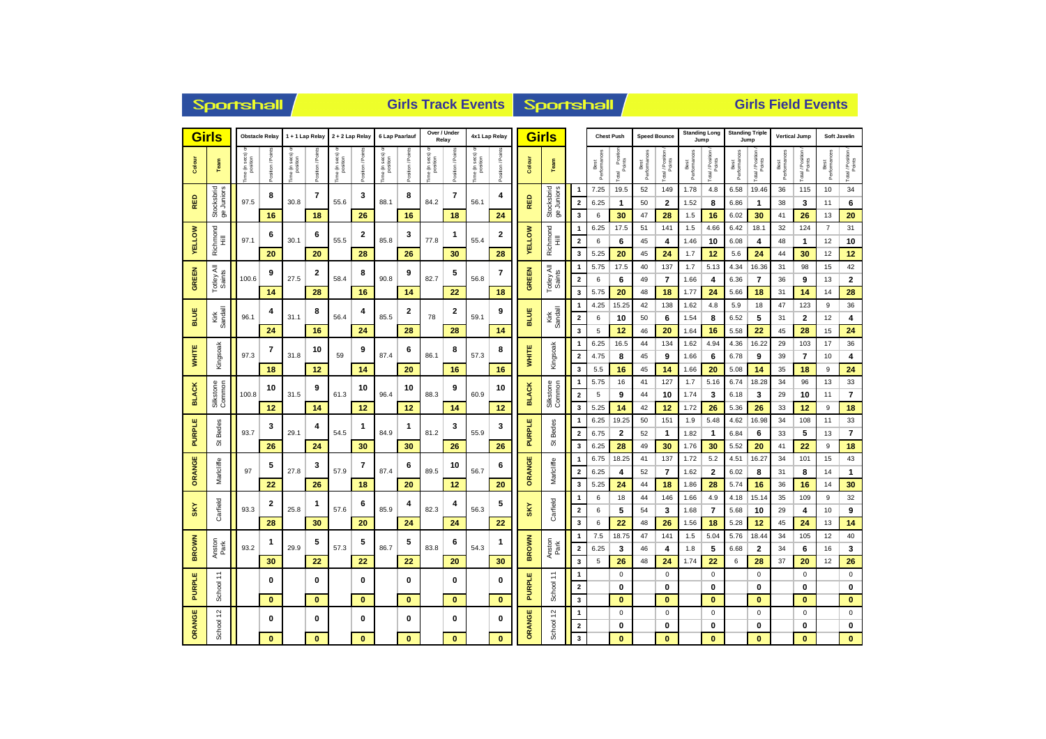## Sportshall — Girls Track Events

| Colour | Team | Obstacle Relay Time (in secs) or position | Obstacle Relay Position / Points | 1 + 1 Lap Relay Time (in secs) or position | 1 + 1 Lap Relay Position / Points | 2 + 2 Lap Relay Time (in secs) or position | 2 + 2 Lap Relay Position / Points | 6 Lap Paarlauf Time (in secs) or position | 6 Lap Paarlauf Position / Points | Over / Under Relay Time (in secs) or position | Over / Under Relay Position / Points | 4x1 Lap Relay Time (in secs) or position | 4x1 Lap Relay Position / Points |
|---|---|---|---|---|---|---|---|---|---|---|---|---|---|
| RED | Stocksbridge Juniors | 97.5 | 8 | 30.8 | 7 | 55.6 | 3 | 88.1 | 8 | 84.2 | 7 | 56.1 | 4 |
| | | | 16 | | 18 | | 26 | | 16 | | 18 | | 24 |
| YELLOW | Richmond Hill | 97.1 | 6 | 30.1 | 6 | 55.5 | 2 | 85.8 | 3 | 77.8 | 1 | 55.4 | 2 |
| | | | 20 | | 20 | | 28 | | 26 | | 30 | | 28 |
| GREEN | Totley All Saints | 100.6 | 9 | 27.5 | 2 | 58.4 | 8 | 90.8 | 9 | 82.7 | 5 | 56.8 | 7 |
| | | | 14 | | 28 | | 16 | | 14 | | 22 | | 18 |
| BLUE | Kirk Sandall | 96.1 | 4 | 31.1 | 8 | 56.4 | 4 | 85.5 | 2 | 78 | 2 | 59.1 | 9 |
| | | | 24 | | 16 | | 24 | | 28 | | 28 | | 14 |
| WHITE | Kingsoak | 97.3 | 7 | 31.8 | 10 | 59 | 9 | 87.4 | 6 | 86.1 | 8 | 57.3 | 8 |
| | | | 18 | | 12 | | 14 | | 20 | | 16 | | 16 |
| BLACK | Silkstone Common | 100.8 | 10 | 31.5 | 9 | 61.3 | 10 | 96.4 | 10 | 88.3 | 9 | 60.9 | 10 |
| | | | 12 | | 14 | | 12 | | 12 | | 14 | | 12 |
| PURPLE | St Bedes | 93.7 | 3 | 29.1 | 4 | 54.5 | 1 | 84.9 | 1 | 81.2 | 3 | 55.9 | 3 |
| | | | 26 | | 24 | | 30 | | 30 | | 26 | | 26 |
| ORANGE | Marlcliffe | 97 | 5 | 27.8 | 3 | 57.9 | 7 | 87.4 | 6 | 89.5 | 10 | 56.7 | 6 |
| | | | 22 | | 26 | | 18 | | 20 | | 12 | | 20 |
| SKY | Carfield | 93.3 | 2 | 25.8 | 1 | 57.6 | 6 | 85.9 | 4 | 82.3 | 4 | 56.3 | 5 |
| | | | 28 | | 30 | | 20 | | 24 | | 24 | | 22 |
| BROWN | Aston Park | 93.2 | 1 | 29.9 | 5 | 57.3 | 5 | 86.7 | 5 | 83.8 | 6 | 54.3 | 1 |
| | | | 30 | | 22 | | 22 | | 22 | | 20 | | 30 |
| PURPLE | School 11 | | 0 | | 0 | | 0 | | 0 | | 0 | | 0 |
| | | | 0 | | 0 | | 0 | | 0 | | 0 | | 0 |
| ORANGE | School 12 | | 0 | | 0 | | 0 | | 0 | | 0 | | 0 |
| | | | 0 | | 0 | | 0 | | 0 | | 0 | | 0 |

## Sportshall — Girls Field Events

| Colour | Team | | Chest Push Best Performances | Chest Push Total / Position / Points | Speed Bounce Best Performances | Speed Bounce Total / Position / Points | Standing Long Jump Best Performances | Standing Long Jump Total / Position / Points | Standing Triple Jump Best Performances | Standing Triple Jump Total / Position / Points | Vertical Jump Best Performances | Vertical Jump Total / Position / Points | Soft Javelin Best Performances | Soft Javelin Total / Position / Points |
|---|---|---|---|---|---|---|---|---|---|---|---|---|---|---|
| RED | Stocksbridge Juniors | 1 | 7.25 | 19.5 | 52 | 149 | 1.78 | 4.8 | 6.58 | 19.46 | 36 | 115 | 10 | 34 |
| | | 2 | 6.25 | 1 | 50 | 2 | 1.52 | 8 | 6.86 | 1 | 38 | 3 | 11 | 6 |
| | | 3 | 6 | 30 | 47 | 28 | 1.5 | 16 | 6.02 | 30 | 41 | 26 | 13 | 20 |
| YELLOW | Richmond Hill | 1 | 6.25 | 17.5 | 51 | 141 | 1.5 | 4.66 | 6.42 | 18.1 | 32 | 124 | 7 | 31 |
| | | 2 | 6 | 6 | 45 | 4 | 1.46 | 10 | 6.08 | 4 | 48 | 1 | 12 | 10 |
| | | 3 | 5.25 | 20 | 45 | 24 | 1.7 | 12 | 5.6 | 24 | 44 | 30 | 12 | 12 |
| GREEN | Totley All Saints | 1 | 5.75 | 17.5 | 40 | 137 | 1.7 | 5.13 | 4.34 | 16.36 | 31 | 98 | 15 | 42 |
| | | 2 | 6 | 6 | 49 | 7 | 1.66 | 4 | 6.36 | 7 | 36 | 9 | 13 | 2 |
| | | 3 | 5.75 | 20 | 48 | 18 | 1.77 | 24 | 5.66 | 18 | 31 | 14 | 14 | 28 |
| BLUE | Kirk Sandall | 1 | 4.25 | 15.25 | 42 | 138 | 1.62 | 4.8 | 5.9 | 18 | 47 | 123 | 9 | 36 |
| | | 2 | 6 | 10 | 50 | 6 | 1.54 | 8 | 6.52 | 5 | 31 | 2 | 12 | 4 |
| | | 3 | 5 | 12 | 46 | 20 | 1.64 | 16 | 5.58 | 22 | 45 | 28 | 15 | 24 |
| WHITE | Kingsoak | 1 | 6.25 | 16.5 | 44 | 134 | 1.62 | 4.94 | 4.36 | 16.22 | 29 | 103 | 17 | 36 |
| | | 2 | 4.75 | 8 | 45 | 9 | 1.66 | 6 | 6.78 | 9 | 39 | 7 | 10 | 4 |
| | | 3 | 5.5 | 16 | 45 | 14 | 1.66 | 20 | 5.08 | 14 | 35 | 18 | 9 | 24 |
| BLACK | Silkstone Common | 1 | 5.75 | 16 | 41 | 127 | 1.7 | 5.16 | 6.74 | 18.28 | 34 | 96 | 13 | 33 |
| | | 2 | 5 | 9 | 44 | 10 | 1.74 | 3 | 6.18 | 3 | 29 | 10 | 11 | 7 |
| | | 3 | 5.25 | 14 | 42 | 12 | 1.72 | 26 | 5.36 | 26 | 33 | 12 | 9 | 18 |
| PURPLE | St Bedes | 1 | 6.25 | 19.25 | 50 | 151 | 1.9 | 5.48 | 4.62 | 16.98 | 34 | 108 | 11 | 33 |
| | | 2 | 6.75 | 2 | 52 | 1 | 1.82 | 1 | 6.84 | 6 | 33 | 5 | 13 | 7 |
| | | 3 | 6.25 | 28 | 49 | 30 | 1.76 | 30 | 5.52 | 20 | 41 | 22 | 9 | 18 |
| ORANGE | Marlcliffe | 1 | 6.75 | 18.25 | 41 | 137 | 1.72 | 5.2 | 4.51 | 16.27 | 34 | 101 | 15 | 43 |
| | | 2 | 6.25 | 4 | 52 | 7 | 1.62 | 2 | 6.02 | 8 | 31 | 8 | 14 | 1 |
| | | 3 | 5.25 | 24 | 44 | 18 | 1.86 | 28 | 5.74 | 16 | 36 | 16 | 14 | 30 |
| SKY | Carfield | 1 | 6 | 18 | 44 | 146 | 1.66 | 4.9 | 4.18 | 15.14 | 35 | 109 | 9 | 32 |
| | | 2 | 6 | 5 | 54 | 3 | 1.68 | 7 | 5.68 | 10 | 29 | 4 | 10 | 9 |
| | | 3 | 6 | 22 | 48 | 26 | 1.56 | 18 | 5.28 | 12 | 45 | 24 | 13 | 14 |
| BROWN | Aston Park | 1 | 7.5 | 18.75 | 47 | 141 | 1.5 | 5.04 | 5.76 | 18.44 | 34 | 105 | 12 | 40 |
| | | 2 | 6.25 | 3 | 46 | 4 | 1.8 | 5 | 6.68 | 2 | 34 | 6 | 16 | 3 |
| | | 3 | 5 | 26 | 48 | 24 | 1.74 | 22 | 6 | 28 | 37 | 20 | 12 | 26 |
| PURPLE | School 11 | 1 | | 0 | | 0 | | 0 | | 0 | | 0 | | 0 |
| | | 2 | | 0 | | 0 | | 0 | | 0 | | 0 | | 0 |
| | | 3 | | 0 | | 0 | | 0 | | 0 | | 0 | | 0 |
| ORANGE | School 12 | 1 | | 0 | | 0 | | 0 | | 0 | | 0 | | 0 |
| | | 2 | | 0 | | 0 | | 0 | | 0 | | 0 | | 0 |
| | | 3 | | 0 | | 0 | | 0 | | 0 | | 0 | | 0 |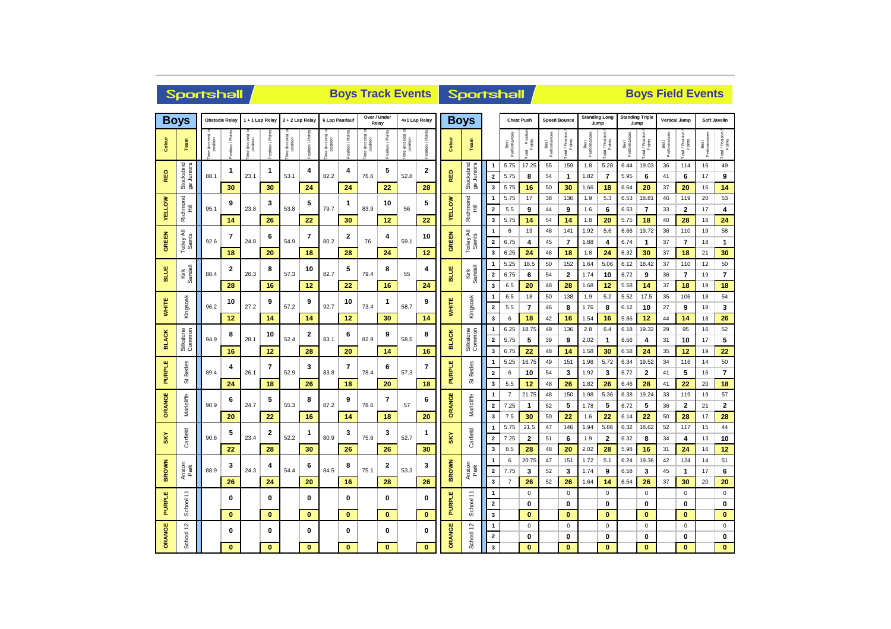## Sportshall — Boys Track Events

| Colour | Team | Obstacle Relay Time (in secs) or position | Obstacle Relay Position / Points | 1 + 1 Lap Relay Time (in secs) or position | 1 + 1 Lap Relay Position / Points | 2 + 2 Lap Relay Time (in secs) or position | 2 + 2 Lap Relay Position / Points | 6 Lap Paarlauf Time (in secs) or position | 6 Lap Paarlauf Position / Points | Over / Under Relay Time (in secs) or position | Over / Under Relay Position / Points | 4x1 Lap Relay Time (in secs) or position | 4x1 Lap Relay Position / Points |
|---|---|---|---|---|---|---|---|---|---|---|---|---|---|
| RED | Stocksbridge Juniors | 88.1 | 1 | 23.1 | 1 | 53.1 | 4 | 82.2 | 4 | 76.6 | 5 | 52.8 | 2 |
| | | | 30 | | 30 | | 24 | | 24 | | 22 | | 28 |
| YELLOW | Richmond Hill | 95.1 | 9 | 23.8 | 3 | 53.8 | 5 | 79.7 | 1 | 83.9 | 10 | 56 | 5 |
| | | | 14 | | 26 | | 22 | | 30 | | 12 | | 22 |
| GREEN | Totley All Saints | 92.6 | 7 | 24.8 | 6 | 54.9 | 7 | 80.2 | 2 | 76 | 4 | 59.1 | 10 |
| | | | 18 | | 20 | | 18 | | 28 | | 24 | | 12 |
| BLUE | Kirk Sandall | 88.4 | 2 | 26.3 | 8 | 57.3 | 10 | 82.7 | 5 | 79.4 | 8 | 55 | 4 |
| | | | 28 | | 16 | | 12 | | 22 | | 16 | | 24 |
| WHITE | Kingsoak | 96.2 | 10 | 27.2 | 9 | 57.2 | 9 | 92.7 | 10 | 73.4 | 1 | 58.7 | 9 |
| | | | 12 | | 14 | | 14 | | 12 | | 30 | | 14 |
| BLACK | Silkstone Common | 94.9 | 8 | 28.1 | 10 | 52.4 | 2 | 83.1 | 6 | 82.9 | 9 | 58.5 | 8 |
| | | | 16 | | 12 | | 28 | | 20 | | 14 | | 16 |
| PURPLE | St Bedes | 89.4 | 4 | 26.1 | 7 | 52.9 | 3 | 83.8 | 7 | 78.4 | 6 | 57.3 | 7 |
| | | | 24 | | 18 | | 26 | | 18 | | 20 | | 18 |
| ORANGE | Marcliffe | 90.9 | 6 | 24.7 | 5 | 55.3 | 8 | 87.2 | 9 | 78.6 | 7 | 57 | 6 |
| | | | 20 | | 22 | | 16 | | 14 | | 18 | | 20 |
| SKY | Carfield | 90.6 | 5 | 23.4 | 2 | 52.2 | 1 | 80.9 | 3 | 75.6 | 3 | 52.7 | 1 |
| | | | 22 | | 28 | | 30 | | 26 | | 26 | | 30 |
| BROWN | Anston Park | 88.9 | 3 | 24.3 | 4 | 54.4 | 6 | 84.5 | 8 | 75.1 | 2 | 53.3 | 3 |
| | | | 26 | | 24 | | 20 | | 16 | | 28 | | 26 |
| PURPLE | School 11 | | 0 | | 0 | | 0 | | 0 | | 0 | | 0 |
| | | | 0 | | 0 | | 0 | | 0 | | 0 | | 0 |
| ORANGE | School 12 | | 0 | | 0 | | 0 | | 0 | | 0 | | 0 |
| | | | 0 | | 0 | | 0 | | 0 | | 0 | | 0 |

## Sportshall — Boys Field Events

| Colour | Team | | Chest Push Best Performances | Chest Push Total / Position / Points | Speed Bounce Best Performances | Speed Bounce Total / Position / Points | Standing Long Jump Best Performances | Standing Long Jump Total / Position / Points | Standing Triple Jump Best Performances | Standing Triple Jump Total / Position / Points | Vertical Jump Best Performances | Vertical Jump Total / Position / Points | Soft Javelin Best Performances | Soft Javelin Total / Position / Points |
|---|---|---|---|---|---|---|---|---|---|---|---|---|---|---|
| RED | Stocksbridge Juniors | 1 | 5.75 | 17.25 | 55 | 159 | 1.8 | 5.28 | 6.44 | 19.03 | 36 | 114 | 16 | 49 |
| | | 2 | 5.75 | 8 | 54 | 1 | 1.82 | 7 | 5.95 | 6 | 41 | 6 | 17 | 9 |
| | | 3 | 5.75 | 16 | 50 | 30 | 1.66 | 18 | 6.64 | 20 | 37 | 20 | 16 | 14 |
| YELLOW | Richmond Hill | 1 | 5.75 | 17 | 38 | 136 | 1.9 | 5.3 | 6.53 | 18.81 | 46 | 119 | 20 | 53 |
| | | 2 | 5.5 | 9 | 44 | 9 | 1.6 | 6 | 6.53 | 7 | 33 | 2 | 17 | 4 |
| | | 3 | 5.75 | 14 | 54 | 14 | 1.8 | 20 | 5.75 | 18 | 40 | 28 | 16 | 24 |
| GREEN | Totley All Saints | 1 | 6 | 19 | 48 | 141 | 1.92 | 5.6 | 6.66 | 19.72 | 36 | 110 | 19 | 58 |
| | | 2 | 6.75 | 4 | 45 | 7 | 1.88 | 4 | 6.74 | 1 | 37 | 7 | 18 | 1 |
| | | 3 | 6.25 | 24 | 48 | 18 | 1.8 | 24 | 6.32 | 30 | 37 | 18 | 21 | 30 |
| BLUE | Kirk Sandall | 1 | 5.25 | 18.5 | 50 | 152 | 1.64 | 5.06 | 6.12 | 18.42 | 37 | 110 | 12 | 50 |
| | | 2 | 6.75 | 6 | 54 | 2 | 1.74 | 10 | 6.72 | 9 | 36 | 7 | 19 | 7 |
| | | 3 | 6.5 | 20 | 48 | 28 | 1.68 | 12 | 5.58 | 14 | 37 | 18 | 19 | 18 |
| WHITE | Kingsoak | 1 | 6.5 | 18 | 50 | 138 | 1.9 | 5.2 | 5.52 | 17.5 | 35 | 106 | 18 | 54 |
| | | 2 | 5.5 | 7 | 46 | 8 | 1.76 | 8 | 6.12 | 10 | 27 | 9 | 18 | 3 |
| | | 3 | 6 | 18 | 42 | 16 | 1.54 | 16 | 5.86 | 12 | 44 | 14 | 18 | 26 |
| BLACK | Silkstone Common | 1 | 6.25 | 18.75 | 49 | 136 | 2.8 | 6.4 | 6.18 | 19.32 | 29 | 95 | 16 | 52 |
| | | 2 | 5.75 | 5 | 39 | 9 | 2.02 | 1 | 6.56 | 4 | 31 | 10 | 17 | 5 |
| | | 3 | 6.75 | 22 | 48 | 14 | 1.58 | 30 | 6.58 | 24 | 35 | 12 | 19 | 22 |
| PURPLE | St Bedes | 1 | 5.25 | 16.75 | 49 | 151 | 1.98 | 5.72 | 6.34 | 19.52 | 34 | 116 | 14 | 50 |
| | | 2 | 6 | 10 | 54 | 3 | 1.92 | 3 | 6.72 | 2 | 41 | 5 | 16 | 7 |
| | | 3 | 5.5 | 12 | 48 | 26 | 1.82 | 26 | 6.46 | 28 | 41 | 22 | 20 | 18 |
| ORANGE | Marcliffe | 1 | 7 | 21.75 | 48 | 150 | 1.98 | 5.36 | 6.38 | 19.24 | 33 | 119 | 19 | 57 |
| | | 2 | 7.25 | 1 | 52 | 5 | 1.78 | 5 | 6.72 | 5 | 36 | 2 | 21 | 2 |
| | | 3 | 7.5 | 30 | 50 | 22 | 1.6 | 22 | 6.14 | 22 | 50 | 28 | 17 | 28 |
| SKY | Carfield | 1 | 5.75 | 21.5 | 47 | 146 | 1.94 | 5.86 | 6.32 | 18.62 | 52 | 117 | 15 | 44 |
| | | 2 | 7.25 | 2 | 51 | 6 | 1.9 | 2 | 6.32 | 8 | 34 | 4 | 13 | 10 |
| | | 3 | 8.5 | 28 | 48 | 20 | 2.02 | 28 | 5.98 | 16 | 31 | 24 | 16 | 12 |
| BROWN | Anston Park | 1 | 6 | 20.75 | 47 | 151 | 1.72 | 5.1 | 6.24 | 19.36 | 42 | 124 | 14 | 51 |
| | | 2 | 7.75 | 3 | 52 | 3 | 1.74 | 9 | 6.58 | 3 | 45 | 1 | 17 | 6 |
| | | 3 | 7 | 26 | 52 | 26 | 1.64 | 14 | 6.54 | 26 | 37 | 30 | 20 | 20 |
| PURPLE | School 11 | 1 | | 0 | | 0 | | 0 | | 0 | | 0 | | 0 |
| | | 2 | | 0 | | 0 | | 0 | | 0 | | 0 | | 0 |
| | | 3 | | 0 | | 0 | | 0 | | 0 | | 0 | | 0 |
| ORANGE | School 12 | 1 | | 0 | | 0 | | 0 | | 0 | | 0 | | 0 |
| | | 2 | | 0 | | 0 | | 0 | | 0 | | 0 | | 0 |
| | | 3 | | 0 | | 0 | | 0 | | 0 | | 0 | | 0 |